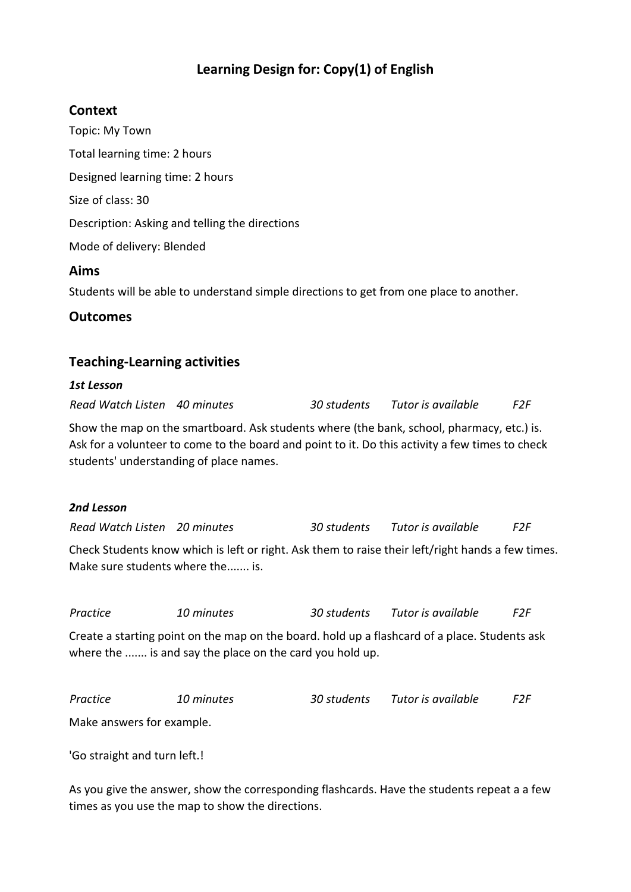# Learning Design for: Copy(1) of English

## Context

Topic: My Town

Total learning time: 2 hours

Designed learning time: 2 hours

Size of class: 30

Description: Asking and telling the directions

Mode of delivery: Blended

## Aims

Students will be able to understand simple directions to get from one place to another.

## Outcomes

## Teaching-Learning activities

### *1st Lesson*

*Read Watch Listen* *40 minutes* *30 students* *Tutor is available* *F2F*

Show the map on the smartboard. Ask students where (the bank, school, pharmacy, etc.) is. Ask for a volunteer to come to the board and point to it. Do this activity a few times to check students' understanding of place names.

### *2nd Lesson*

*Read Watch Listen* *20 minutes* *30 students* *Tutor is available* *F2F*

Check Students know which is left or right. Ask them to raise their left/right hands a few times. Make sure students where the....... is.

*Practice* *10 minutes* *30 students* *Tutor is available* *F2F*

Create a starting point on the map on the board. hold up a flashcard of a place. Students ask where the ....... is and say the place on the card you hold up.

*Practice* *10 minutes* *30 students* *Tutor is available* *F2F*

Make answers for example.

'Go straight and turn left.!

As you give the answer, show the corresponding flashcards. Have the students repeat a a few times as you use the map to show the directions.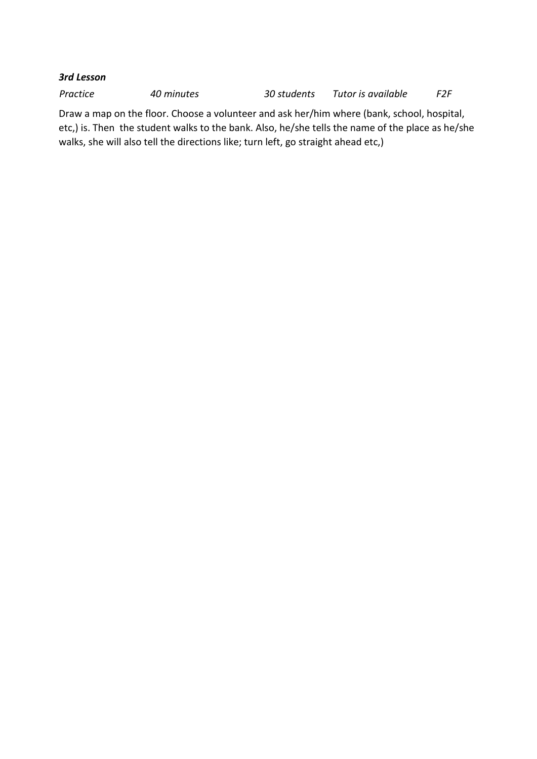***3rd Lesson***

*Practice* *40 minutes* *30 students* *Tutor is available* *F2F*

Draw a map on the floor. Choose a volunteer and ask her/him where (bank, school, hospital, etc,) is. Then the student walks to the bank. Also, he/she tells the name of the place as he/she walks, she will also tell the directions like; turn left, go straight ahead etc,)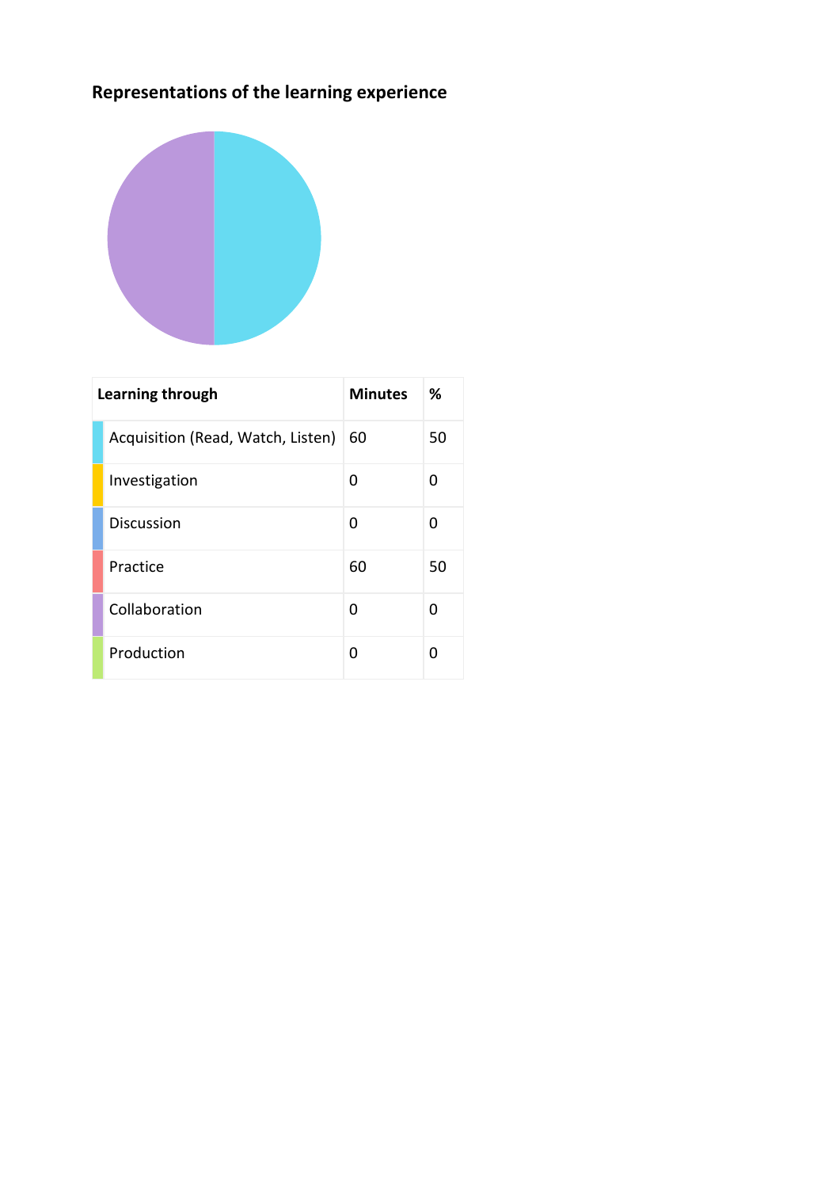## Representations of the learning experience

| Learning through | Minutes | % |
|---|---|---|
| Acquisition (Read, Watch, Listen) | 60 | 50 |
| Investigation | 0 | 0 |
| Discussion | 0 | 0 |
| Practice | 60 | 50 |
| Collaboration | 0 | 0 |
| Production | 0 | 0 |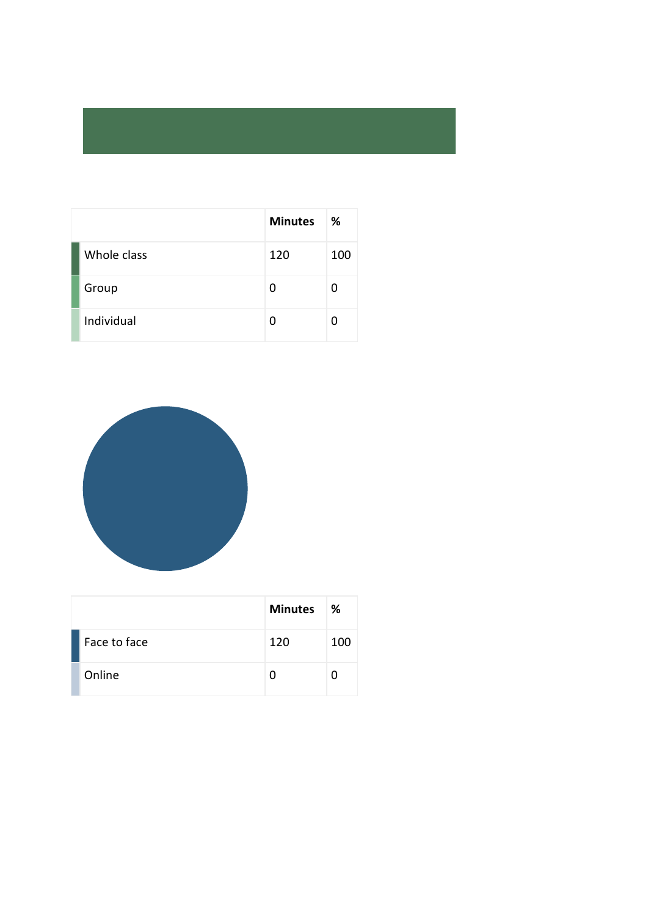|  | Minutes | % |
|---|---|---|
| Whole class | 120 | 100 |
| Group | 0 | 0 |
| Individual | 0 | 0 |

|  | Minutes | % |
|---|---|---|
| Face to face | 120 | 100 |
| Online | 0 | 0 |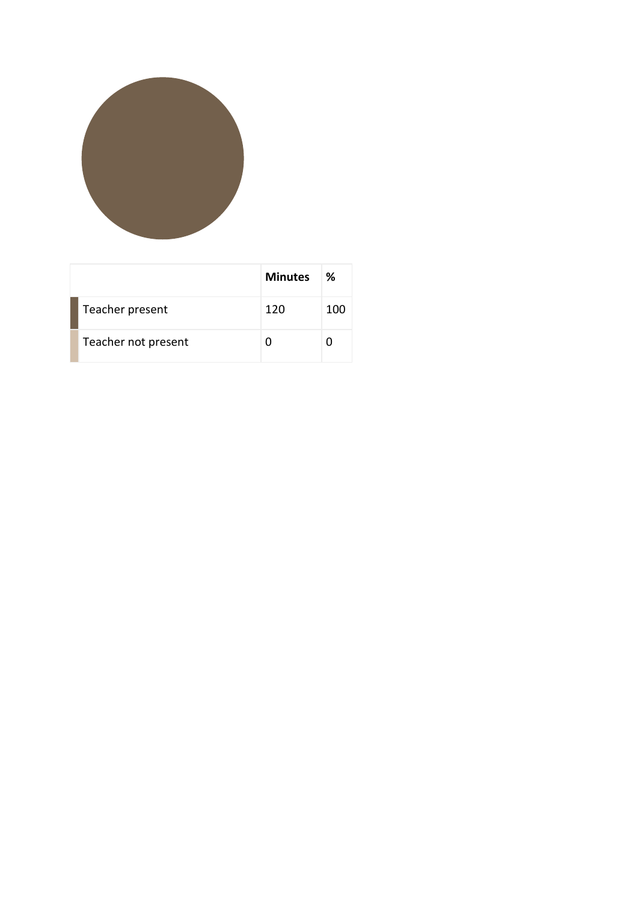| | Minutes | % |
|---|---|---|
| Teacher present | 120 | 100 |
| Teacher not present | 0 | 0 |